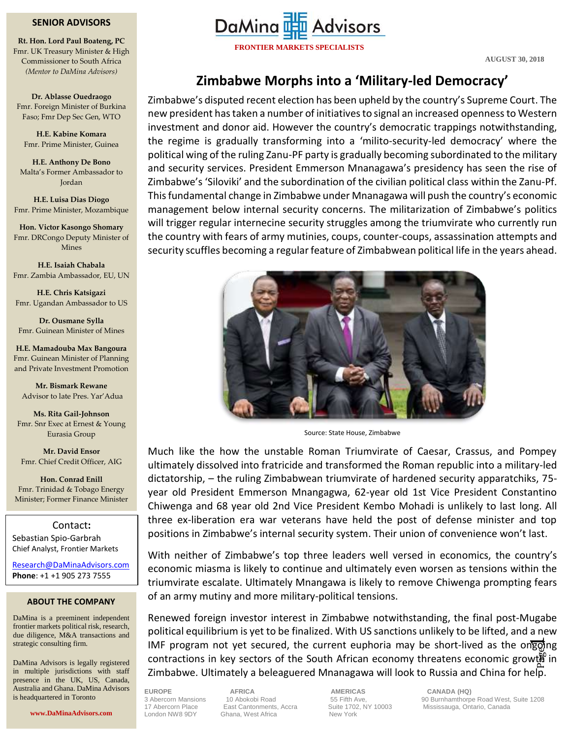# DaMina Advisors

**FRONTIER MARKETS SPECIALISTS**

**AUGUST 30, 2018**

## Zimbabwe Morphs into a 'Military-led Democracy'

Zimbabwe's disputed recent election has been upheld by the country's Supreme Court. The new president has taken a number of initiatives to signal an increased openness to Western investment and donor aid. However the country's democratic trappings notwithstanding, the regime is gradually transforming into a 'milito-security-led democracy' where the political wing of the ruling Zanu-PF party is gradually becoming subordinated to the military and security services. President Emmerson Mnanagawa's presidency has seen the rise of Zimbabwe's 'Siloviki' and the subordination of the civilian political class within the Zanu-Pf. This fundamental change in Zimbabwe under Mnanagawa will push the country's economic management below internal security concerns. The militarization of Zimbabwe's politics will trigger regular internecine security struggles among the triumvirate who currently run the country with fears of army mutinies, coups, counter-coups, assassination attempts and security scuffles becoming a regular feature of Zimbabwean political life in the years ahead.

Source: State House, Zimbabwe

Much like the how the unstable Roman Triumvirate of Caesar, Crassus, and Pompey ultimately dissolved into fratricide and transformed the Roman republic into a military-led dictatorship, – the ruling Zimbabwean triumvirate of hardened security apparatchiks, 75-year old President Emmerson Mnangagwa, 62-year old 1st Vice President Constantino Chiwenga and 68 year old 2nd Vice President Kembo Mohadi is unlikely to last long. All three ex-liberation era war veterans have held the post of defense minister and top positions in Zimbabwe's internal security system. Their union of convenience won't last.

With neither of Zimbabwe's top three leaders well versed in economics, the country's economic miasma is likely to continue and ultimately even worsen as tensions within the triumvirate escalate. Ultimately Mnangawa is likely to remove Chiwenga prompting fears of an army mutiny and more military-political tensions.

Renewed foreign investor interest in Zimbabwe notwithstanding, the final post-Mugabe political equilibrium is yet to be finalized. With US sanctions unlikely to be lifted, and a new IMF program not yet secured, the current euphoria may be short-lived as the ongoing contractions in key sectors of the South African economy threatens economic growth in Zimbabwe. Ultimately a beleaguered Mnanagawa will look to Russia and China for help.

### SENIOR ADVISORS

**Rt. Hon. Lord Paul Boateng, PC**
Fmr. UK Treasury Minister & High Commissioner to South Africa
*(Mentor to DaMina Advisors)*

**Dr. Ablasse Ouedraogo**
Fmr. Foreign Minister of Burkina Faso; Fmr Dep Sec Gen, WTO

**H.E. Kabine Komara**
Fmr. Prime Minister, Guinea

**H.E. Anthony De Bono**
Malta's Former Ambassador to Jordan

**H.E. Luisa Dias Diogo**
Fmr. Prime Minister, Mozambique

**Hon. Victor Kasongo Shomary**
Fmr. DRCongo Deputy Minister of Mines

**H.E. Isaiah Chabala**
Fmr. Zambia Ambassador, EU, UN

**H.E. Chris Katsigazi**
Fmr. Ugandan Ambassador to US

**Dr. Ousmane Sylla**
Fmr. Guinean Minister of Mines

**H.E. Mamadouba Max Bangoura**
Fmr. Guinean Minister of Planning and Private Investment Promotion

**Mr. Bismark Rewane**
Advisor to late Pres. Yar'Adua

**Ms. Rita Gail-Johnson**
Fmr. Snr Exec at Ernest & Young Eurasia Group

**Mr. David Ensor**
Fmr. Chief Credit Officer, AIG

**Hon. Conrad Enill**
Fmr. Trinidad & Tobago Energy Minister; Former Finance Minister

**Contact:**
Sebastian Spio-Garbrah
Chief Analyst, Frontier Markets
Research@DaMinaAdvisors.com
**Phone**: +1 +1 905 273 7555

### ABOUT THE COMPANY

DaMina is a preeminent independent frontier markets political risk, research, due diligence, M&A transactions and strategic consulting firm.

DaMina Advisors is legally registered in multiple jurisdictions with staff presence in the UK, US, Canada, Australia and Ghana. DaMina Advisors is headquartered in Toronto

**www.DaMinaAdvisors.com**

**EUROPE**
3 Abercorn Mansions
17 Abercorn Place
London NW8 9DY

**AFRICA**
10 Abokobi Road
East Cantonments, Accra
Ghana, West Africa

**AMERICAS**
55 Fifth Ave,
Suite 1702, NY 10003
New York

**CANADA (HQ)**
90 Burnhamthorpe Road West, Suite 1208
Mississauga, Ontario, Canada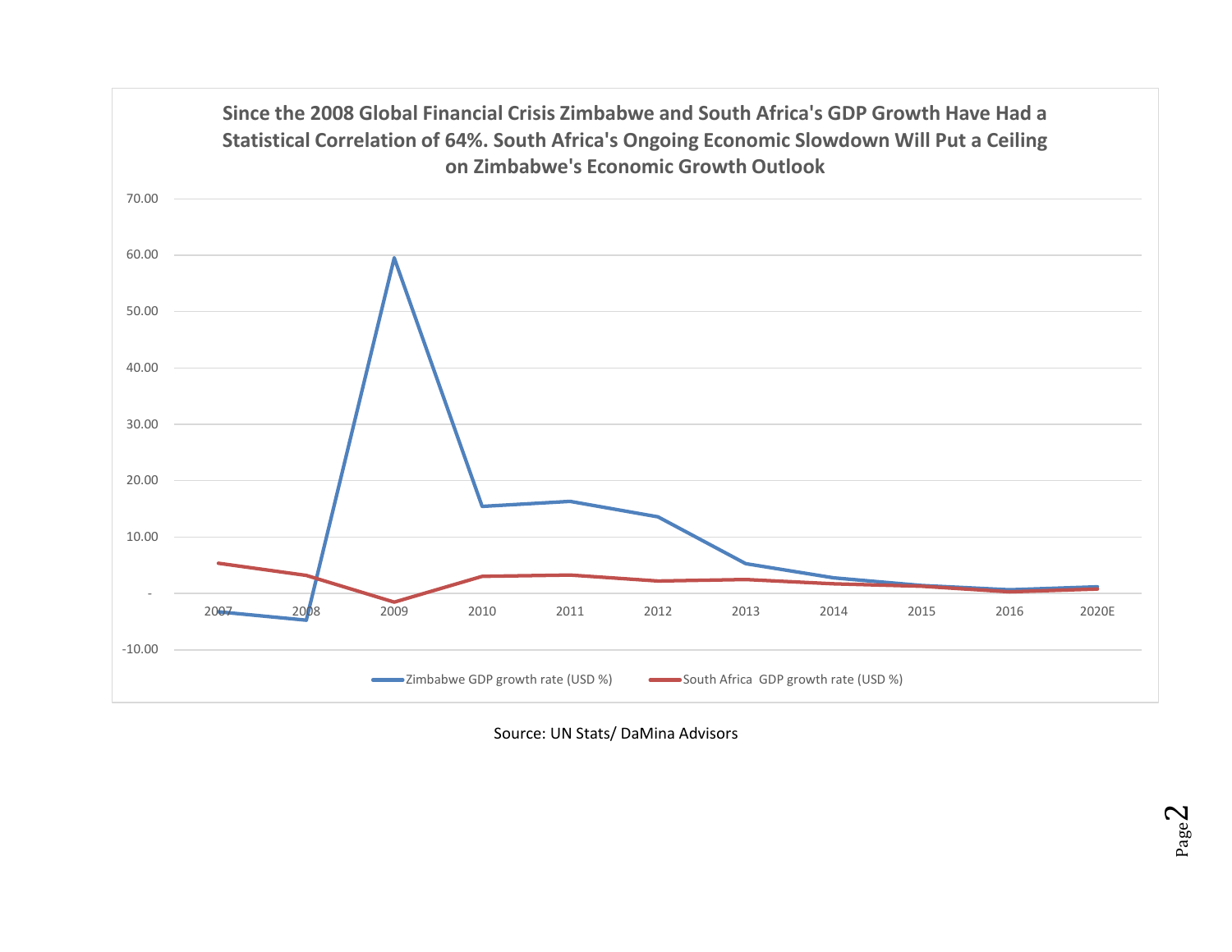**Since the 2008 Global Financial Crisis Zimbabwe and South Africa's GDP Growth Have Had a Statistical Correlation of 64%. South Africa's Ongoing Economic Slowdown Will Put a Ceiling on Zimbabwe's Economic Growth Outlook**

Legend: Zimbabwe GDP growth rate (USD %); South Africa GDP growth rate (USD %)

Y-axis: -10.00 to 70.00. X-axis: 2007, 2008, 2009, 2010, 2011, 2012, 2013, 2014, 2015, 2016, 2020E

Source: UN Stats/ DaMina Advisors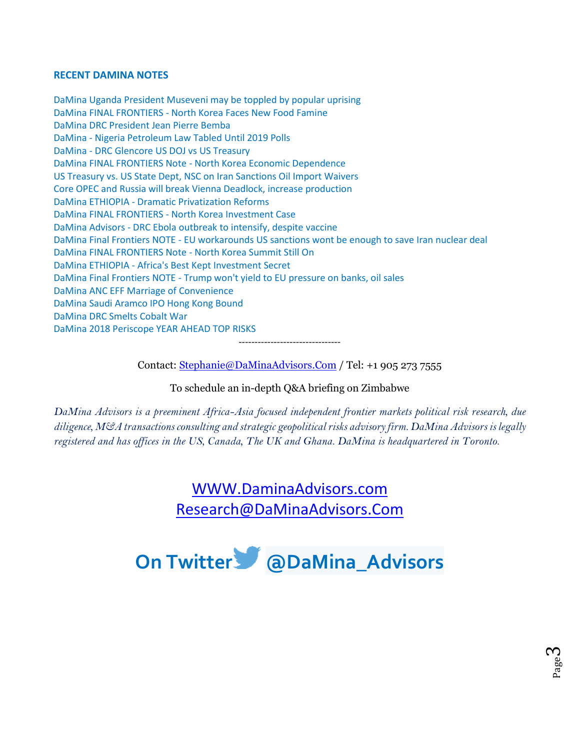**RECENT DAMINA NOTES**

DaMina Uganda President Museveni may be toppled by popular uprising
DaMina FINAL FRONTIERS - North Korea Faces New Food Famine
DaMina DRC President Jean Pierre Bemba
DaMina - Nigeria Petroleum Law Tabled Until 2019 Polls
DaMina - DRC Glencore US DOJ vs US Treasury
DaMina FINAL FRONTIERS Note - North Korea Economic Dependence
US Treasury vs. US State Dept, NSC on Iran Sanctions Oil Import Waivers
Core OPEC and Russia will break Vienna Deadlock, increase production
DaMina ETHIOPIA - Dramatic Privatization Reforms
DaMina FINAL FRONTIERS - North Korea Investment Case
DaMina Advisors - DRC Ebola outbreak to intensify, despite vaccine
DaMina Final Frontiers NOTE - EU workarounds US sanctions wont be enough to save Iran nuclear deal
DaMina FINAL FRONTIERS Note - North Korea Summit Still On
DaMina ETHIOPIA - Africa's Best Kept Investment Secret
DaMina Final Frontiers NOTE - Trump won't yield to EU pressure on banks, oil sales
DaMina ANC EFF Marriage of Convenience
DaMina Saudi Aramco IPO Hong Kong Bound
DaMina DRC Smelts Cobalt War
DaMina 2018 Periscope YEAR AHEAD TOP RISKS

--------------------------------

Contact: Stephanie@DaMinaAdvisors.Com / Tel: +1 905 273 7555

To schedule an in-depth Q&A briefing on Zimbabwe

*DaMina Advisors is a preeminent Africa-Asia focused independent frontier markets political risk research, due diligence, M&A transactions consulting and strategic geopolitical risks advisory firm. DaMina Advisors is legally registered and has offices in the US, Canada, The UK and Ghana. DaMina is headquartered in Toronto.*

WWW.DaminaAdvisors.com
Research@DaMinaAdvisors.Com

**On Twitter @DaMina_Advisors**